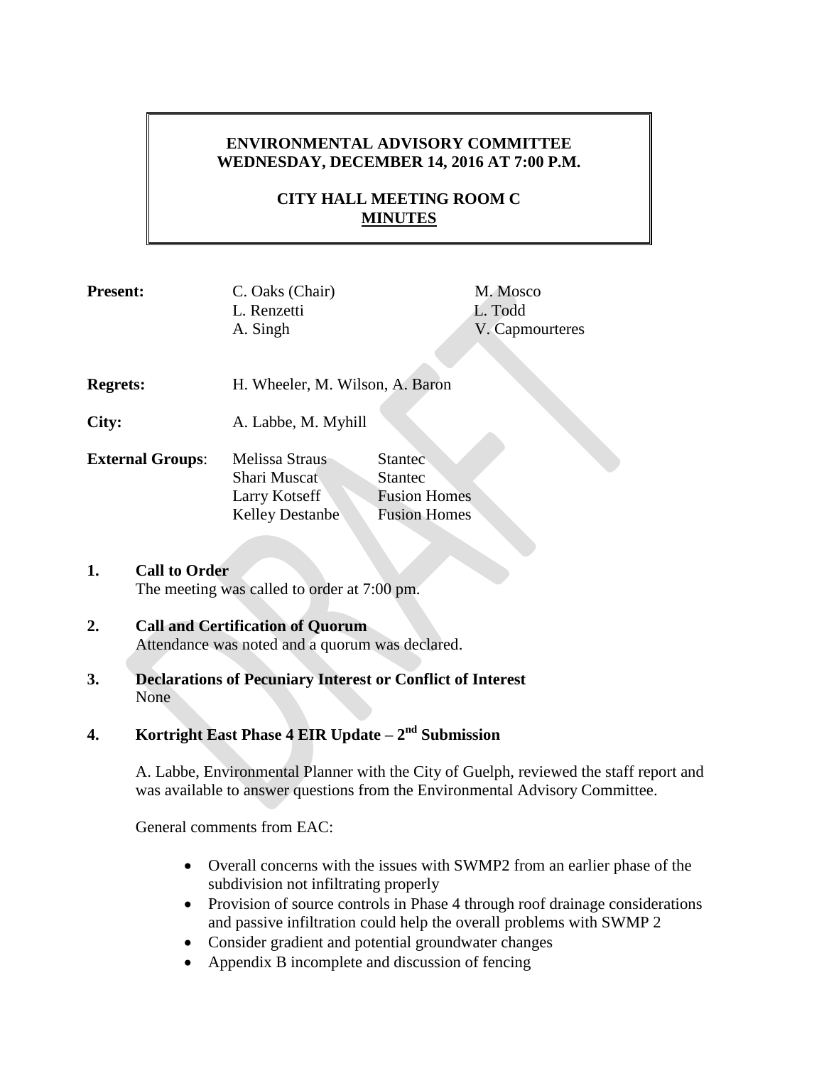# ENVIRONMENTAL ADVISORY COMMITTEE
# WEDNESDAY, DECEMBER 14, 2016 AT 7:00 P.M.

## CITY HALL MEETING ROOM C
## MINUTES

| | | |
|---|---|---|
| **Present:** | C. Oaks (Chair) | M. Mosco |
| | L. Renzetti | L. Todd |
| | A. Singh | V. Capmourteres |

**Regrets:** H. Wheeler, M. Wilson, A. Baron

**City:** A. Labbe, M. Myhill

| | | |
|---|---|---|
| **External Groups**: | Melissa Straus | Stantec |
| | Shari Muscat | Stantec |
| | Larry Kotseff | Fusion Homes |
| | Kelley Destanbe | Fusion Homes |

**1. Call to Order**
The meeting was called to order at 7:00 pm.

**2. Call and Certification of Quorum**
Attendance was noted and a quorum was declared.

**3. Declarations of Pecuniary Interest or Conflict of Interest**
None

**4. Kortright East Phase 4 EIR Update – 2nd Submission**

A. Labbe, Environmental Planner with the City of Guelph, reviewed the staff report and was available to answer questions from the Environmental Advisory Committee.

General comments from EAC:

- Overall concerns with the issues with SWMP2 from an earlier phase of the subdivision not infiltrating properly
- Provision of source controls in Phase 4 through roof drainage considerations and passive infiltration could help the overall problems with SWMP 2
- Consider gradient and potential groundwater changes
- Appendix B incomplete and discussion of fencing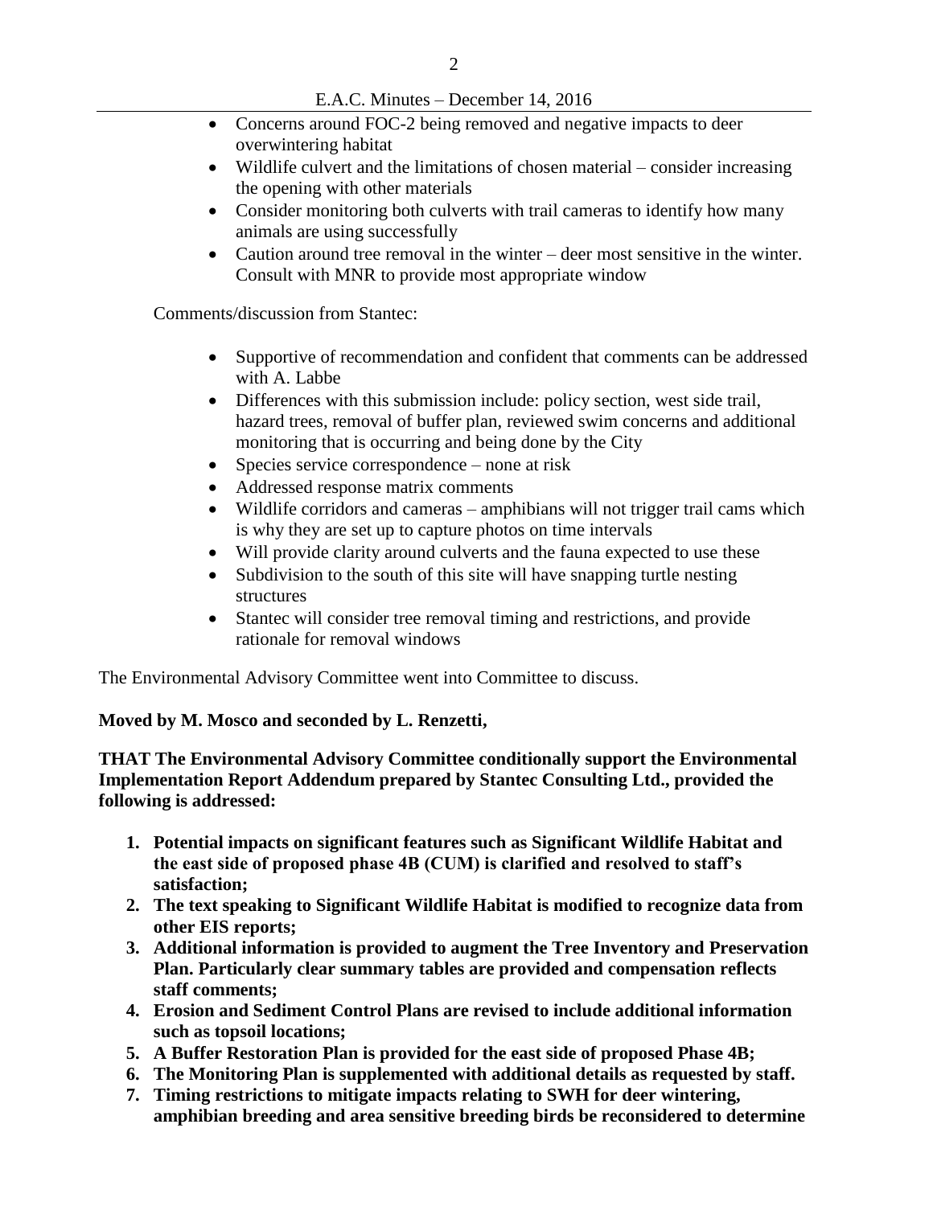- Concerns around FOC-2 being removed and negative impacts to deer overwintering habitat
- Wildlife culvert and the limitations of chosen material – consider increasing the opening with other materials
- Consider monitoring both culverts with trail cameras to identify how many animals are using successfully
- Caution around tree removal in the winter – deer most sensitive in the winter. Consult with MNR to provide most appropriate window

Comments/discussion from Stantec:

- Supportive of recommendation and confident that comments can be addressed with A. Labbe
- Differences with this submission include: policy section, west side trail, hazard trees, removal of buffer plan, reviewed swim concerns and additional monitoring that is occurring and being done by the City
- Species service correspondence – none at risk
- Addressed response matrix comments
- Wildlife corridors and cameras – amphibians will not trigger trail cams which is why they are set up to capture photos on time intervals
- Will provide clarity around culverts and the fauna expected to use these
- Subdivision to the south of this site will have snapping turtle nesting structures
- Stantec will consider tree removal timing and restrictions, and provide rationale for removal windows

The Environmental Advisory Committee went into Committee to discuss.

**Moved by M. Mosco and seconded by L. Renzetti,**

**THAT The Environmental Advisory Committee conditionally support the Environmental Implementation Report Addendum prepared by Stantec Consulting Ltd., provided the following is addressed:**

1. **Potential impacts on significant features such as Significant Wildlife Habitat and the east side of proposed phase 4B (CUM) is clarified and resolved to staff's satisfaction;**
2. **The text speaking to Significant Wildlife Habitat is modified to recognize data from other EIS reports;**
3. **Additional information is provided to augment the Tree Inventory and Preservation Plan. Particularly clear summary tables are provided and compensation reflects staff comments;**
4. **Erosion and Sediment Control Plans are revised to include additional information such as topsoil locations;**
5. **A Buffer Restoration Plan is provided for the east side of proposed Phase 4B;**
6. **The Monitoring Plan is supplemented with additional details as requested by staff.**
7. **Timing restrictions to mitigate impacts relating to SWH for deer wintering, amphibian breeding and area sensitive breeding birds be reconsidered to determine**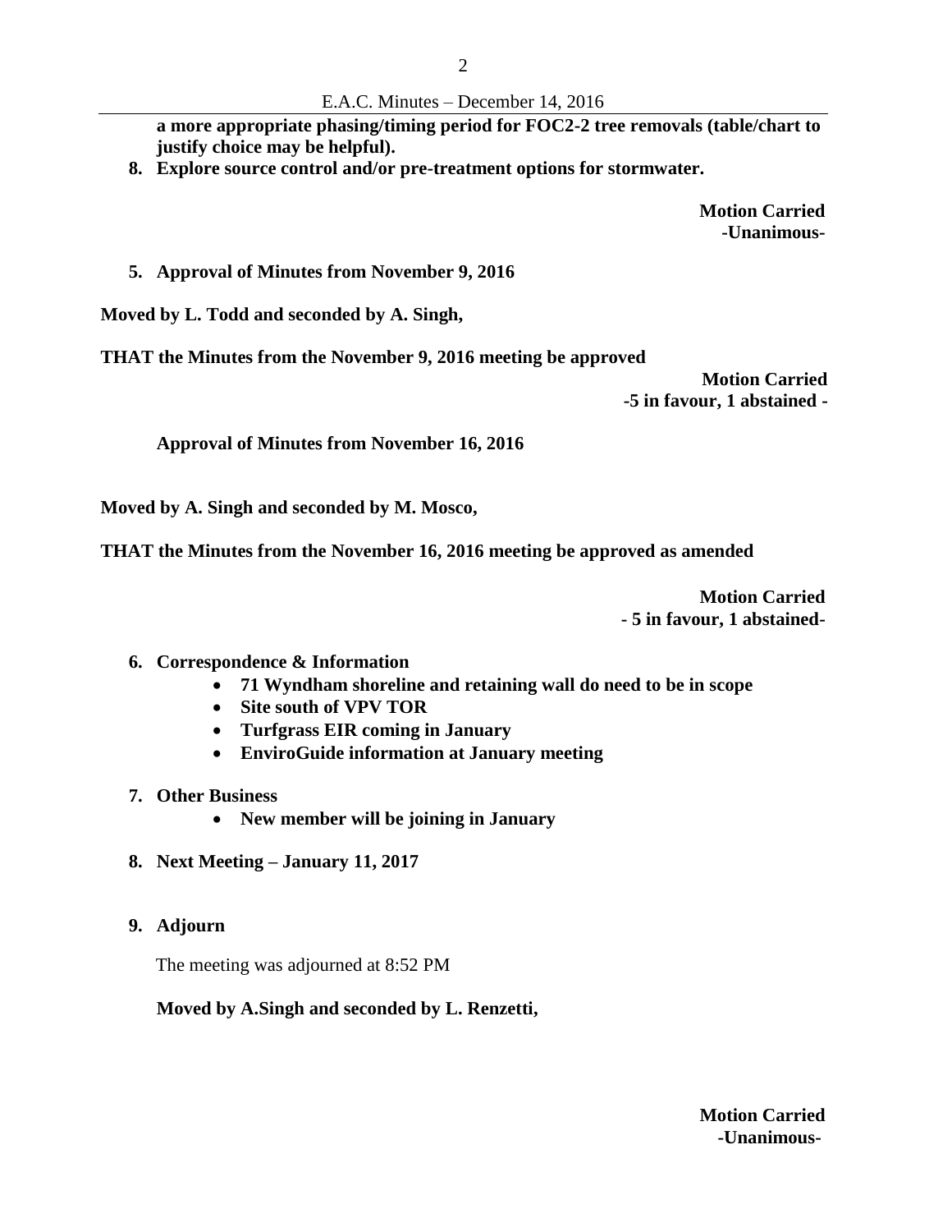**a more appropriate phasing/timing period for FOC2-2 tree removals (table/chart to justify choice may be helpful).**

8. **Explore source control and/or pre-treatment options for stormwater.**

**Motion Carried**
**-Unanimous-**

5. **Approval of Minutes from November 9, 2016**

**Moved by L. Todd and seconded by A. Singh,**

**THAT the Minutes from the November 9, 2016 meeting be approved**

**Motion Carried**
**-5 in favour, 1 abstained -**

**Approval of Minutes from November 16, 2016**

**Moved by A. Singh and seconded by M. Mosco,**

**THAT the Minutes from the November 16, 2016 meeting be approved as amended**

**Motion Carried**
**- 5 in favour, 1 abstained-**

6. **Correspondence & Information**
   - **71 Wyndham shoreline and retaining wall do need to be in scope**
   - **Site south of VPV TOR**
   - **Turfgrass EIR coming in January**
   - **EnviroGuide information at January meeting**

7. **Other Business**
   - **New member will be joining in January**

8. **Next Meeting – January 11, 2017**

9. **Adjourn**

The meeting was adjourned at 8:52 PM

**Moved by A.Singh and seconded by L. Renzetti,**

**Motion Carried**
**-Unanimous-**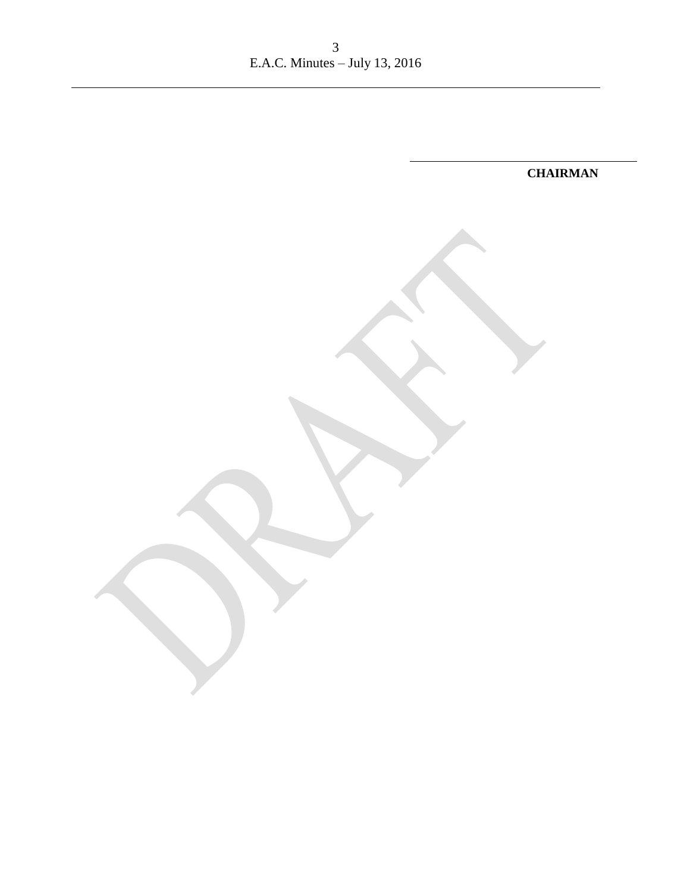______________________________

**CHAIRMAN**